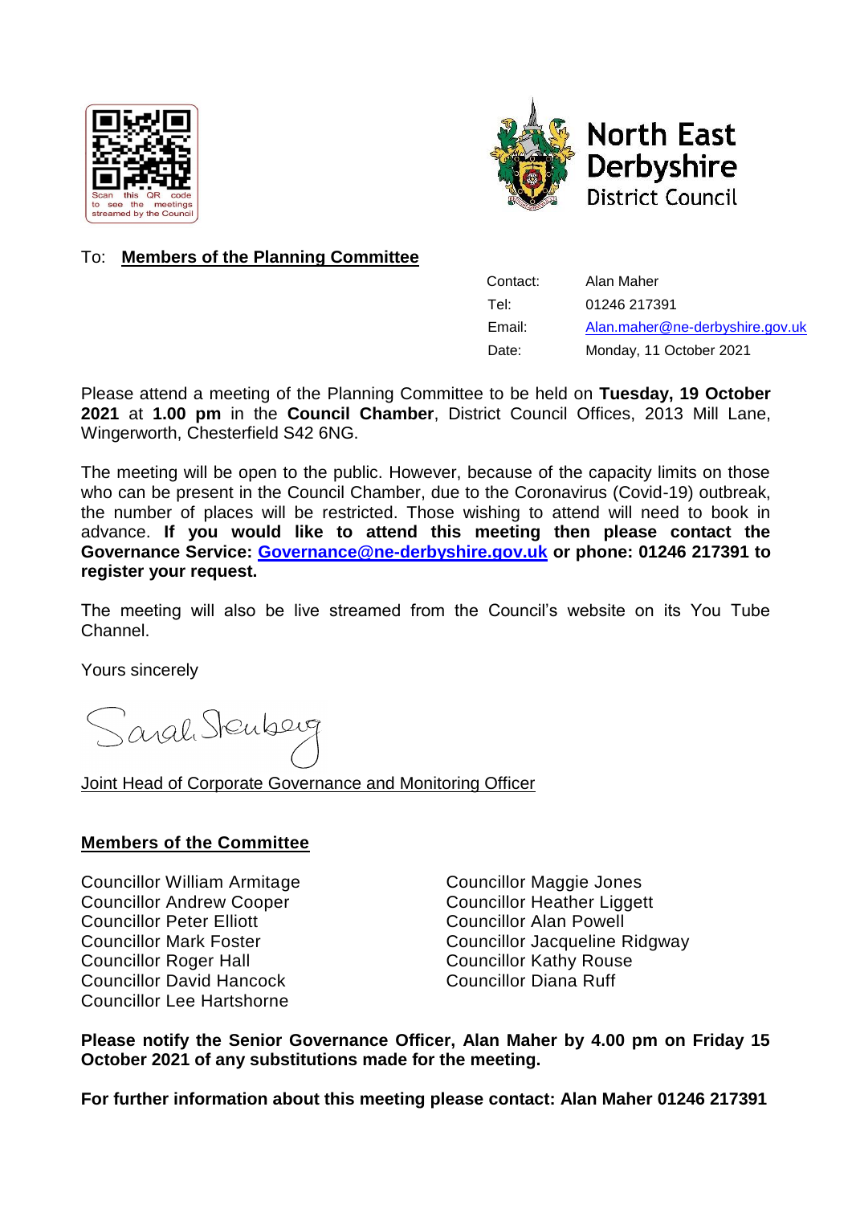Scan this QR code to see the meetings streamed by the Council

North East Derbyshire District Council

To: **Members of the Planning Committee**

| | |
|---|---|
| Contact: | Alan Maher |
| Tel: | 01246 217391 |
| Email: | Alan.maher@ne-derbyshire.gov.uk |
| Date: | Monday, 11 October 2021 |

Please attend a meeting of the Planning Committee to be held on **Tuesday, 19 October 2021** at **1.00 pm** in the **Council Chamber**, District Council Offices, 2013 Mill Lane, Wingerworth, Chesterfield S42 6NG.

The meeting will be open to the public. However, because of the capacity limits on those who can be present in the Council Chamber, due to the Coronavirus (Covid-19) outbreak, the number of places will be restricted. Those wishing to attend will need to book in advance. **If you would like to attend this meeting then please contact the Governance Service: Governance@ne-derbyshire.gov.uk or phone: 01246 217391 to register your request.**

The meeting will also be live streamed from the Council's website on its You Tube Channel.

Yours sincerely

Sarah Sternberg

Joint Head of Corporate Governance and Monitoring Officer

## Members of the Committee

Councillor William Armitage
Councillor Andrew Cooper
Councillor Peter Elliott
Councillor Mark Foster
Councillor Roger Hall
Councillor David Hancock
Councillor Lee Hartshorne
Councillor Maggie Jones
Councillor Heather Liggett
Councillor Alan Powell
Councillor Jacqueline Ridgway
Councillor Kathy Rouse
Councillor Diana Ruff

**Please notify the Senior Governance Officer, Alan Maher by 4.00 pm on Friday 15 October 2021 of any substitutions made for the meeting.**

**For further information about this meeting please contact: Alan Maher 01246 217391**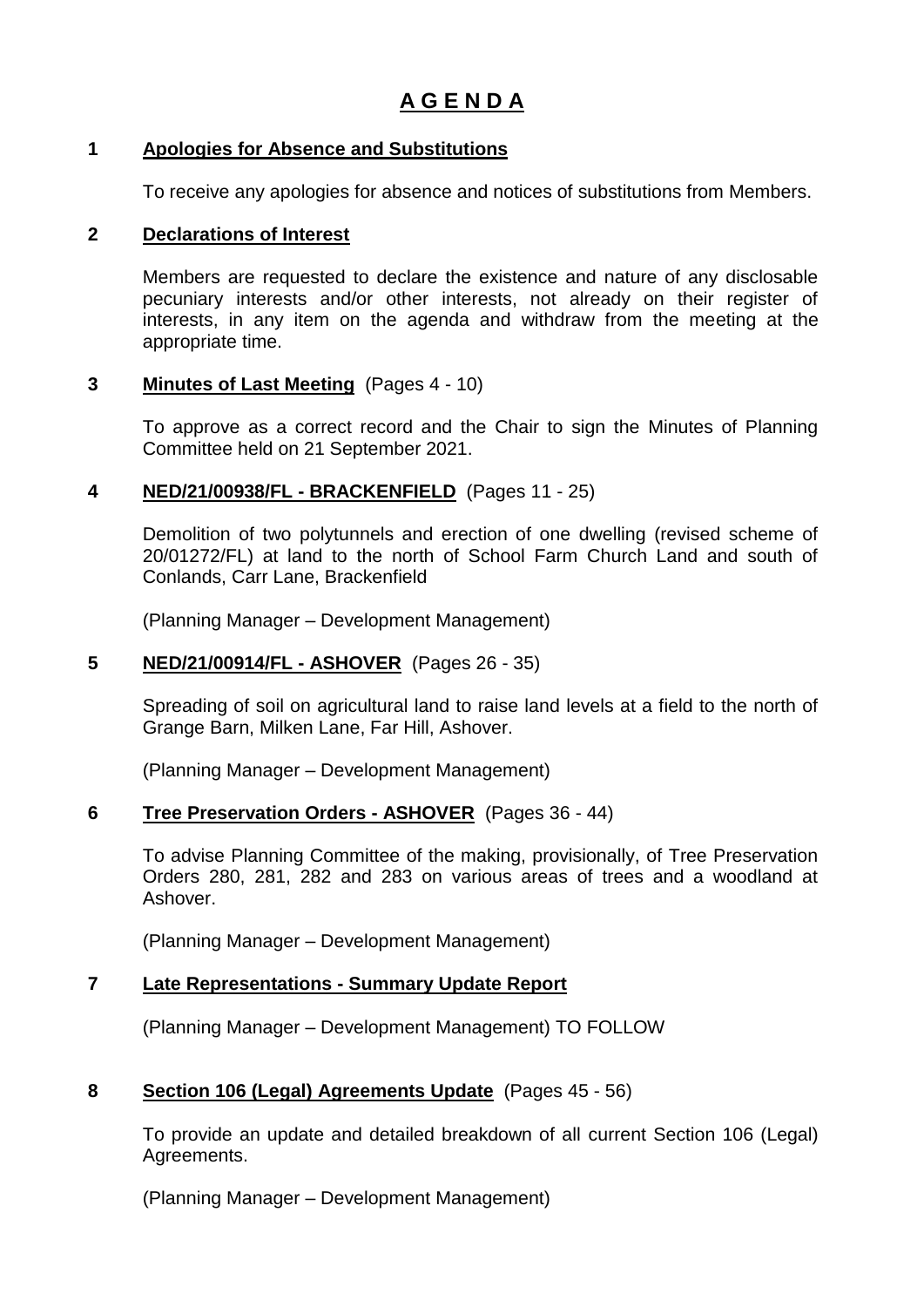# A G E N D A

**1 Apologies for Absence and Substitutions**

To receive any apologies for absence and notices of substitutions from Members.

**2 Declarations of Interest**

Members are requested to declare the existence and nature of any disclosable pecuniary interests and/or other interests, not already on their register of interests, in any item on the agenda and withdraw from the meeting at the appropriate time.

**3 Minutes of Last Meeting** (Pages 4 - 10)

To approve as a correct record and the Chair to sign the Minutes of Planning Committee held on 21 September 2021.

**4 NED/21/00938/FL - BRACKENFIELD** (Pages 11 - 25)

Demolition of two polytunnels and erection of one dwelling (revised scheme of 20/01272/FL) at land to the north of School Farm Church Land and south of Conlands, Carr Lane, Brackenfield

(Planning Manager – Development Management)

**5 NED/21/00914/FL - ASHOVER** (Pages 26 - 35)

Spreading of soil on agricultural land to raise land levels at a field to the north of Grange Barn, Milken Lane, Far Hill, Ashover.

(Planning Manager – Development Management)

**6 Tree Preservation Orders - ASHOVER** (Pages 36 - 44)

To advise Planning Committee of the making, provisionally, of Tree Preservation Orders 280, 281, 282 and 283 on various areas of trees and a woodland at Ashover.

(Planning Manager – Development Management)

**7 Late Representations - Summary Update Report**

(Planning Manager – Development Management) TO FOLLOW

**8 Section 106 (Legal) Agreements Update** (Pages 45 - 56)

To provide an update and detailed breakdown of all current Section 106 (Legal) Agreements.

(Planning Manager – Development Management)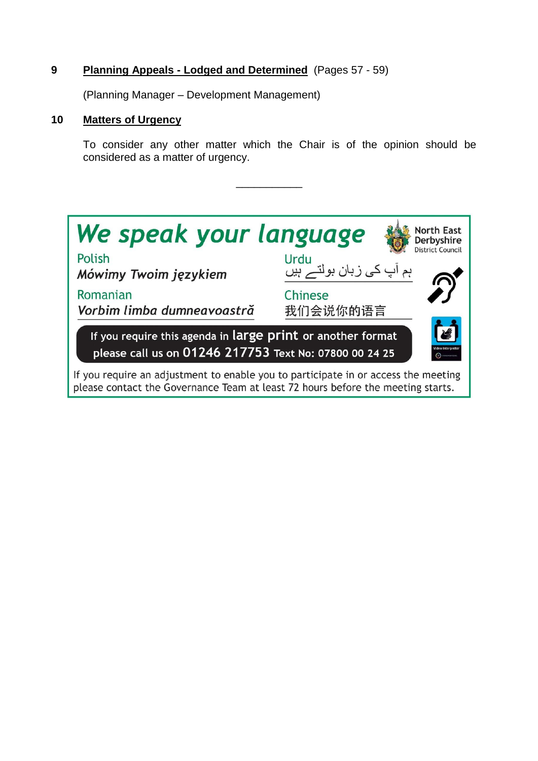**9** **Planning Appeals - Lodged and Determined** (Pages 57 - 59)

(Planning Manager – Development Management)

**10** **Matters of Urgency**

To consider any other matter which the Chair is of the opinion should be considered as a matter of urgency.

\_\_\_\_\_\_\_\_\_\_

*We speak your language*

North East Derbyshire District Council

Polish
*Mówimy Twoim językiem*

Urdu
ہم آپ کی زبان بولتے ہیں

Romanian
*Vorbim limba dumneavoastră*

Chinese
我们会说你的语言

If you require this agenda in **large print** or another format please call us on **01246 217753** **Text No: 07800 00 24 25**

Video Interpreter

If you require an adjustment to enable you to participate in or access the meeting please contact the Governance Team at least 72 hours before the meeting starts.